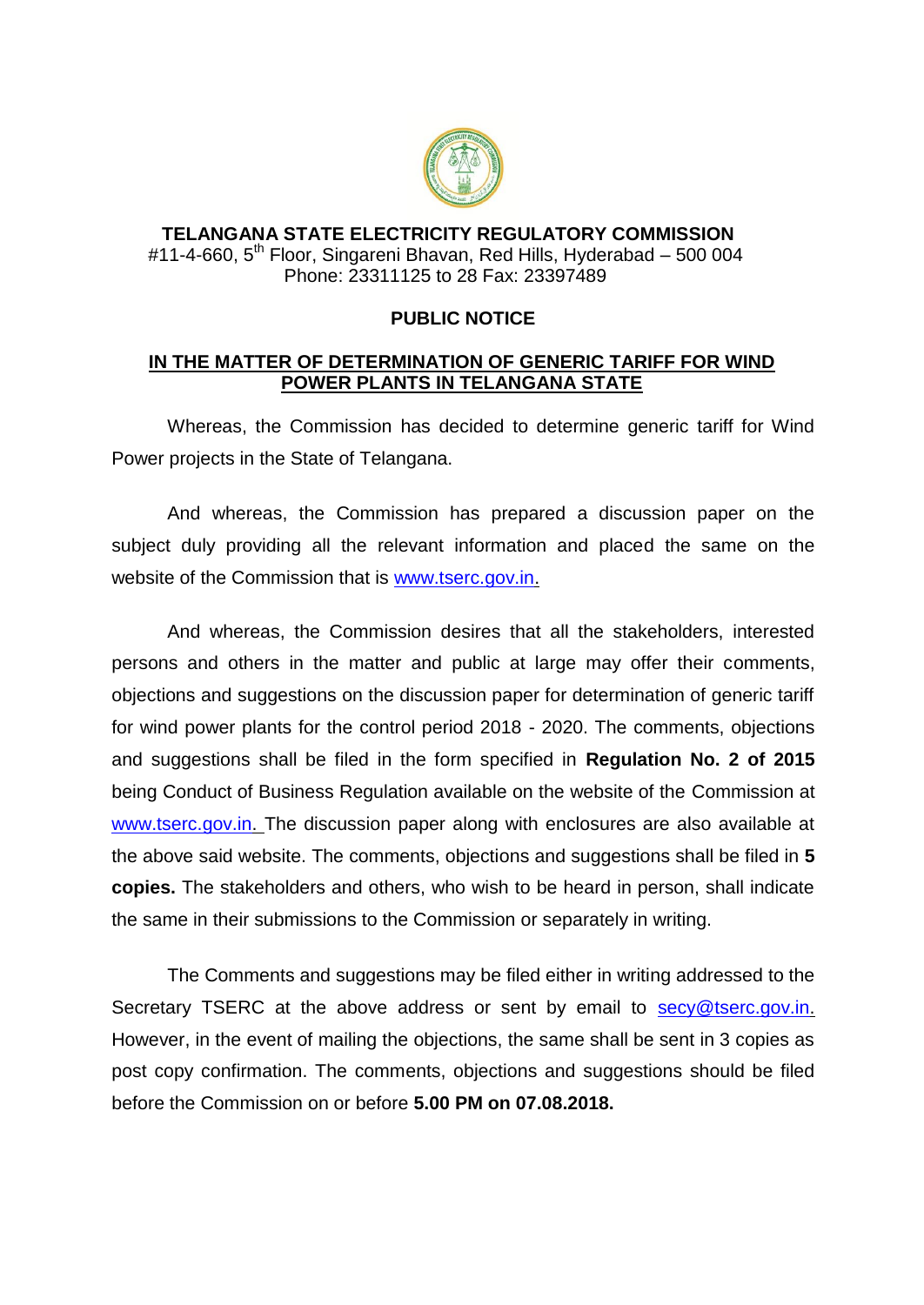# TELANGANA STATE ELECTRICITY REGULATORY COMMISSION

#11-4-660, 5th Floor, Singareni Bhavan, Red Hills, Hyderabad – 500 004
Phone: 23311125 to 28 Fax: 23397489

## PUBLIC NOTICE

### IN THE MATTER OF DETERMINATION OF GENERIC TARIFF FOR WIND POWER PLANTS IN TELANGANA STATE

Whereas, the Commission has decided to determine generic tariff for Wind Power projects in the State of Telangana.

And whereas, the Commission has prepared a discussion paper on the subject duly providing all the relevant information and placed the same on the website of the Commission that is www.tserc.gov.in.

And whereas, the Commission desires that all the stakeholders, interested persons and others in the matter and public at large may offer their comments, objections and suggestions on the discussion paper for determination of generic tariff for wind power plants for the control period 2018 - 2020. The comments, objections and suggestions shall be filed in the form specified in **Regulation No. 2 of 2015** being Conduct of Business Regulation available on the website of the Commission at www.tserc.gov.in. The discussion paper along with enclosures are also available at the above said website. The comments, objections and suggestions shall be filed in **5 copies.** The stakeholders and others, who wish to be heard in person, shall indicate the same in their submissions to the Commission or separately in writing.

The Comments and suggestions may be filed either in writing addressed to the Secretary TSERC at the above address or sent by email to secy@tserc.gov.in. However, in the event of mailing the objections, the same shall be sent in 3 copies as post copy confirmation. The comments, objections and suggestions should be filed before the Commission on or before **5.00 PM on 07.08.2018.**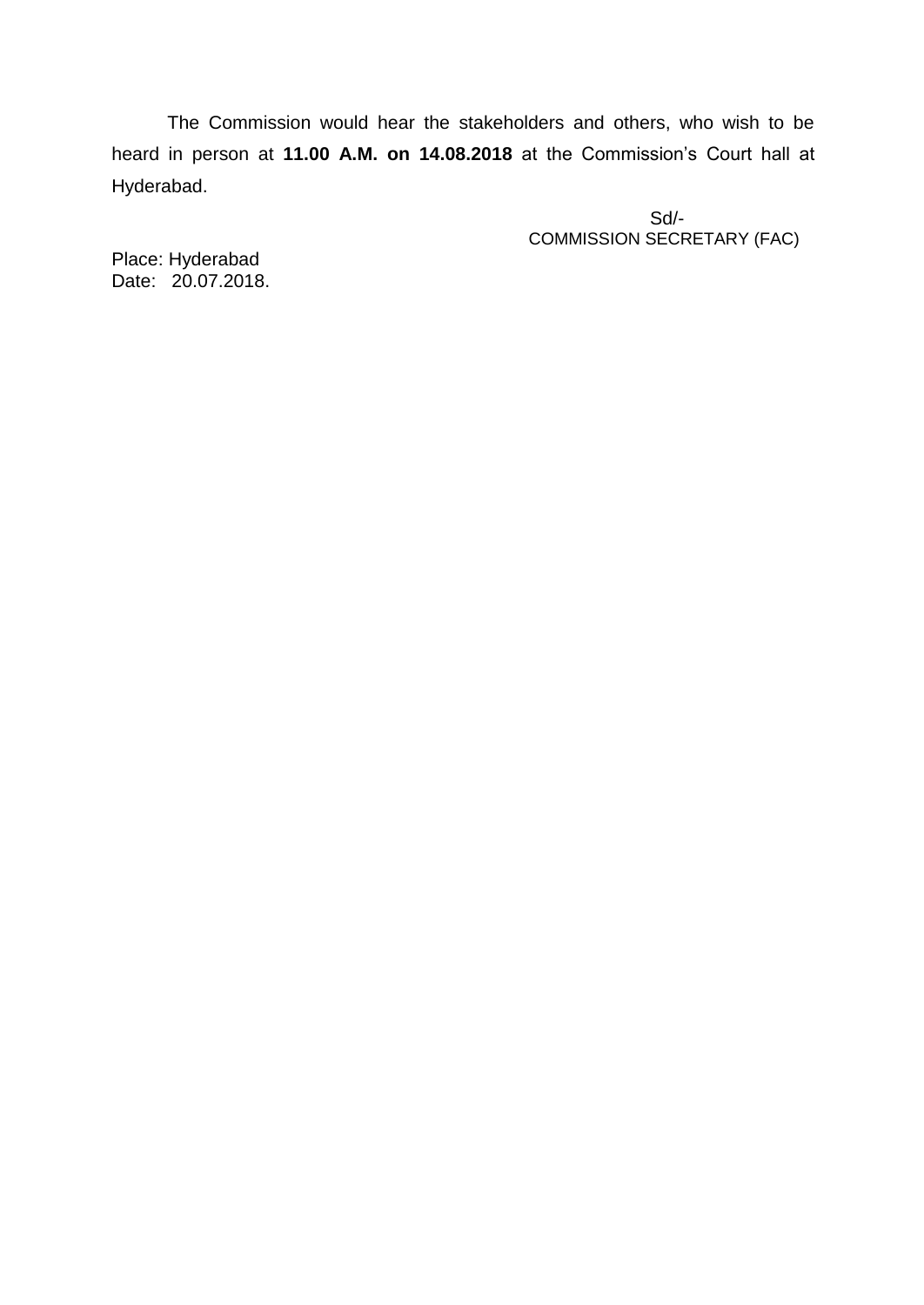The Commission would hear the stakeholders and others, who wish to be heard in person at **11.00 A.M. on 14.08.2018** at the Commission's Court hall at Hyderabad.

Sd/-
COMMISSION SECRETARY (FAC)

Place: Hyderabad
Date: 20.07.2018.